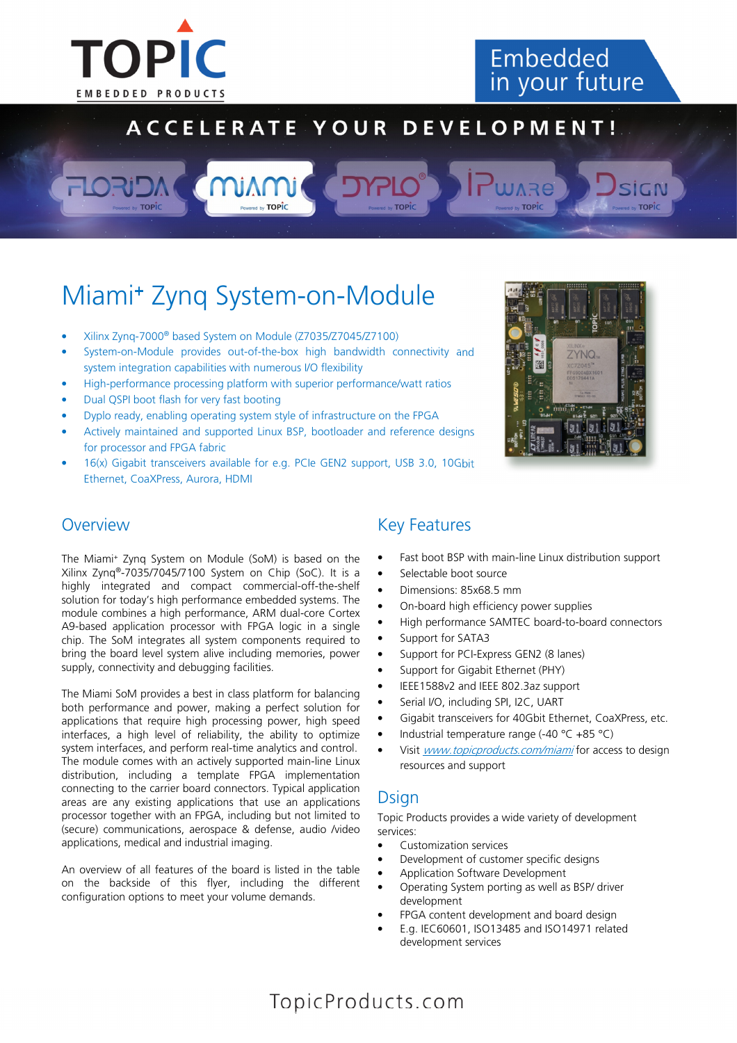TOPIC EMBEDDED PRODUCTS

Embedded in your future

ACCELERATE YOUR DEVELOPMENT!

FLORIDA · MIAMI · DYPLO · IPWARE · DSIGN — Powered by TOPIC

# Miami+ Zynq System-on-Module

- Xilinx Zynq-7000® based System on Module (Z7035/Z7045/Z7100)
- System-on-Module provides out-of-the-box high bandwidth connectivity and system integration capabilities with numerous I/O flexibility
- High-performance processing platform with superior performance/watt ratios
- Dual QSPI boot flash for very fast booting
- Dyplo ready, enabling operating system style of infrastructure on the FPGA
- Actively maintained and supported Linux BSP, bootloader and reference designs for processor and FPGA fabric
- 16(x) Gigabit transceivers available for e.g. PCIe GEN2 support, USB 3.0, 10Gbit Ethernet, CoaXPress, Aurora, HDMI

## Overview

The Miami+ Zynq System on Module (SoM) is based on the Xilinx Zynq®-7035/7045/7100 System on Chip (SoC). It is a highly integrated and compact commercial-off-the-shelf solution for today's high performance embedded systems. The module combines a high performance, ARM dual-core Cortex A9-based application processor with FPGA logic in a single chip. The SoM integrates all system components required to bring the board level system alive including memories, power supply, connectivity and debugging facilities.

The Miami SoM provides a best in class platform for balancing both performance and power, making a perfect solution for applications that require high processing power, high speed interfaces, a high level of reliability, the ability to optimize system interfaces, and perform real-time analytics and control. The module comes with an actively supported main-line Linux distribution, including a template FPGA implementation connecting to the carrier board connectors. Typical application areas are any existing applications that use an applications processor together with an FPGA, including but not limited to (secure) communications, aerospace & defense, audio /video applications, medical and industrial imaging.

An overview of all features of the board is listed in the table on the backside of this flyer, including the different configuration options to meet your volume demands.

## Key Features

- Fast boot BSP with main-line Linux distribution support
- Selectable boot source
- Dimensions: 85x68.5 mm
- On-board high efficiency power supplies
- High performance SAMTEC board-to-board connectors
- Support for SATA3
- Support for PCI-Express GEN2 (8 lanes)
- Support for Gigabit Ethernet (PHY)
- IEEE1588v2 and IEEE 802.3az support
- Serial I/O, including SPI, I2C, UART
- Gigabit transceivers for 40Gbit Ethernet, CoaXPress, etc.
- Industrial temperature range (-40 °C +85 °C)
- Visit *www.topicproducts.com/miami* for access to design resources and support

## Dsign

Topic Products provides a wide variety of development services:

- Customization services
- Development of customer specific designs
- Application Software Development
- Operating System porting as well as BSP/ driver development
- FPGA content development and board design
- E.g. IEC60601, ISO13485 and ISO14971 related development services

TopicProducts.com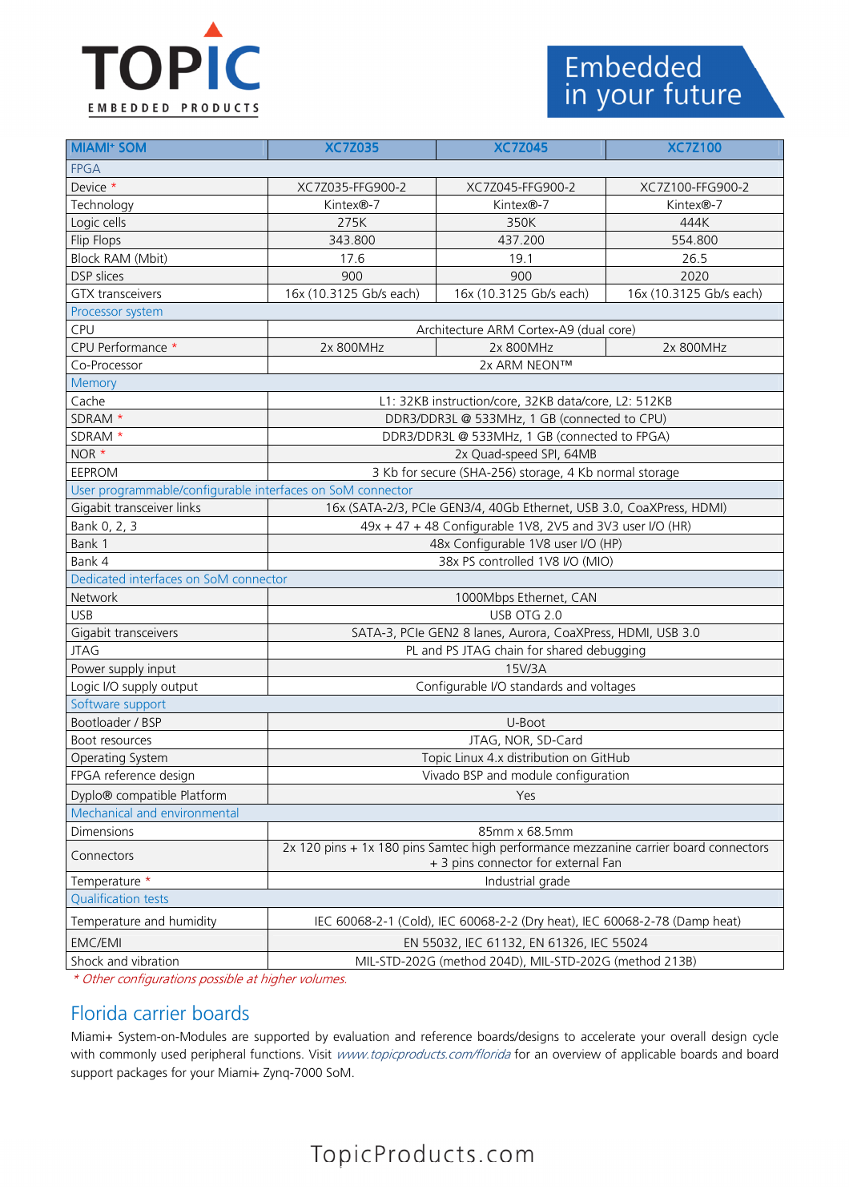| MIAMI+ SOM | XC7Z035 | XC7Z045 | XC7Z100 |
|---|---|---|---|
| FPGA | | | |
| Device * | XC7Z035-FFG900-2 | XC7Z045-FFG900-2 | XC7Z100-FFG900-2 |
| Technology | Kintex®-7 | Kintex®-7 | Kintex®-7 |
| Logic cells | 275K | 350K | 444K |
| Flip Flops | 343.800 | 437.200 | 554.800 |
| Block RAM (Mbit) | 17.6 | 19.1 | 26.5 |
| DSP slices | 900 | 900 | 2020 |
| GTX transceivers | 16x (10.3125 Gb/s each) | 16x (10.3125 Gb/s each) | 16x (10.3125 Gb/s each) |
| Processor system | | | |
| CPU | Architecture ARM Cortex-A9 (dual core) | | |
| CPU Performance * | 2x 800MHz | 2x 800MHz | 2x 800MHz |
| Co-Processor | 2x ARM NEON™ | | |
| Memory | | | |
| Cache | L1: 32KB instruction/core, 32KB data/core, L2: 512KB | | |
| SDRAM * | DDR3/DDR3L @ 533MHz, 1 GB (connected to CPU) | | |
| SDRAM * | DDR3/DDR3L @ 533MHz, 1 GB (connected to FPGA) | | |
| NOR * | 2x Quad-speed SPI, 64MB | | |
| EEPROM | 3 Kb for secure (SHA-256) storage, 4 Kb normal storage | | |
| User programmable/configurable interfaces on SoM connector | | | |
| Gigabit transceiver links | 16x (SATA-2/3, PCIe GEN3/4, 40Gb Ethernet, USB 3.0, CoaXPress, HDMI) | | |
| Bank 0, 2, 3 | 49x + 47 + 48 Configurable 1V8, 2V5 and 3V3 user I/O (HR) | | |
| Bank 1 | 48x Configurable 1V8 user I/O (HP) | | |
| Bank 4 | 38x PS controlled 1V8 I/O (MIO) | | |
| Dedicated interfaces on SoM connector | | | |
| Network | 1000Mbps Ethernet, CAN | | |
| USB | USB OTG 2.0 | | |
| Gigabit transceivers | SATA-3, PCIe GEN2 8 lanes, Aurora, CoaXPress, HDMI, USB 3.0 | | |
| JTAG | PL and PS JTAG chain for shared debugging | | |
| Power supply input | 15V/3A | | |
| Logic I/O supply output | Configurable I/O standards and voltages | | |
| Software support | | | |
| Bootloader / BSP | U-Boot | | |
| Boot resources | JTAG, NOR, SD-Card | | |
| Operating System | Topic Linux 4.x distribution on GitHub | | |
| FPGA reference design | Vivado BSP and module configuration | | |
| Dyplo® compatible Platform | Yes | | |
| Mechanical and environmental | | | |
| Dimensions | 85mm x 68.5mm | | |
| Connectors | 2x 120 pins + 1x 180 pins Samtec high performance mezzanine carrier board connectors + 3 pins connector for external Fan | | |
| Temperature * | Industrial grade | | |
| Qualification tests | | | |
| Temperature and humidity | IEC 60068-2-1 (Cold), IEC 60068-2-2 (Dry heat), IEC 60068-2-78 (Damp heat) | | |
| EMC/EMI | EN 55032, IEC 61132, EN 61326, IEC 55024 | | |
| Shock and vibration | MIL-STD-202G (method 204D), MIL-STD-202G (method 213B) | | |

*\* Other configurations possible at higher volumes.*

## Florida carrier boards

Miami+ System-on-Modules are supported by evaluation and reference boards/designs to accelerate your overall design cycle with commonly used peripheral functions. Visit *www.topicproducts.com/florida* for an overview of applicable boards and board support packages for your Miami+ Zynq-7000 SoM.